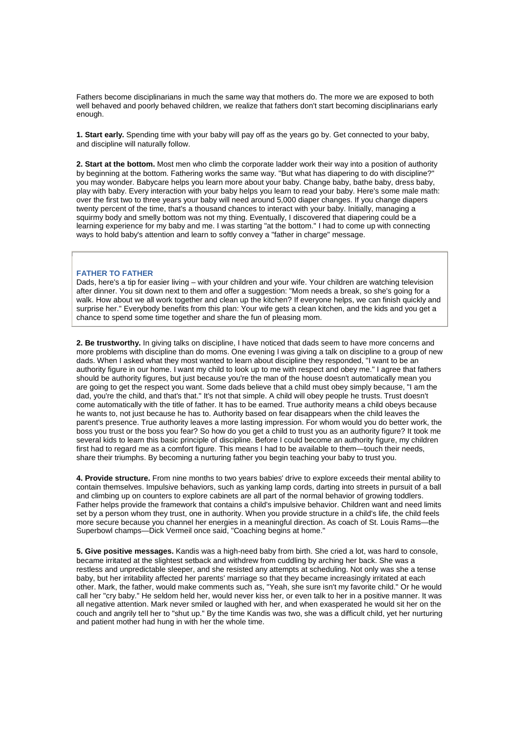Fathers become disciplinarians in much the same way that mothers do. The more we are exposed to both well behaved and poorly behaved children, we realize that fathers don't start becoming disciplinarians early enough.

**1. Start early.** Spending time with your baby will pay off as the years go by. Get connected to your baby, and discipline will naturally follow.

**2. Start at the bottom.** Most men who climb the corporate ladder work their way into a position of authority by beginning at the bottom. Fathering works the same way. "But what has diapering to do with discipline?" you may wonder. Babycare helps you learn more about your baby. Change baby, bathe baby, dress baby, play with baby. Every interaction with your baby helps you learn to read your baby. Here's some male math: over the first two to three years your baby will need around 5,000 diaper changes. If you change diapers twenty percent of the time, that's a thousand chances to interact with your baby. Initially, managing a squirmy body and smelly bottom was not my thing. Eventually, I discovered that diapering could be a learning experience for my baby and me. I was starting "at the bottom." I had to come up with connecting ways to hold baby's attention and learn to softly convey a "father in charge" message.

**FATHER TO FATHER**

Dads, here's a tip for easier living – with your children and your wife. Your children are watching television after dinner. You sit down next to them and offer a suggestion: "Mom needs a break, so she's going for a walk. How about we all work together and clean up the kitchen? If everyone helps, we can finish quickly and surprise her." Everybody benefits from this plan: Your wife gets a clean kitchen, and the kids and you get a chance to spend some time together and share the fun of pleasing mom.

**2. Be trustworthy.** In giving talks on discipline, I have noticed that dads seem to have more concerns and more problems with discipline than do moms. One evening I was giving a talk on discipline to a group of new dads. When I asked what they most wanted to learn about discipline they responded, "I want to be an authority figure in our home. I want my child to look up to me with respect and obey me." I agree that fathers should be authority figures, but just because you're the man of the house doesn't automatically mean you are going to get the respect you want. Some dads believe that a child must obey simply because, "I am the dad, you're the child, and that's that." It's not that simple. A child will obey people he trusts. Trust doesn't come automatically with the title of father. It has to be earned. True authority means a child obeys because he wants to, not just because he has to. Authority based on fear disappears when the child leaves the parent's presence. True authority leaves a more lasting impression. For whom would you do better work, the boss you trust or the boss you fear? So how do you get a child to trust you as an authority figure? It took me several kids to learn this basic principle of discipline. Before I could become an authority figure, my children first had to regard me as a comfort figure. This means I had to be available to them—touch their needs, share their triumphs. By becoming a nurturing father you begin teaching your baby to trust you.

**4. Provide structure.** From nine months to two years babies' drive to explore exceeds their mental ability to contain themselves. Impulsive behaviors, such as yanking lamp cords, darting into streets in pursuit of a ball and climbing up on counters to explore cabinets are all part of the normal behavior of growing toddlers. Father helps provide the framework that contains a child's impulsive behavior. Children want and need limits set by a person whom they trust, one in authority. When you provide structure in a child's life, the child feels more secure because you channel her energies in a meaningful direction. As coach of St. Louis Rams—the Superbowl champs—Dick Vermeil once said, "Coaching begins at home."

**5. Give positive messages.** Kandis was a high-need baby from birth. She cried a lot, was hard to console, became irritated at the slightest setback and withdrew from cuddling by arching her back. She was a restless and unpredictable sleeper, and she resisted any attempts at scheduling. Not only was she a tense baby, but her irritability affected her parents' marriage so that they became increasingly irritated at each other. Mark, the father, would make comments such as, "Yeah, she sure isn't my favorite child." Or he would call her "cry baby." He seldom held her, would never kiss her, or even talk to her in a positive manner. It was all negative attention. Mark never smiled or laughed with her, and when exasperated he would sit her on the couch and angrily tell her to "shut up." By the time Kandis was two, she was a difficult child, yet her nurturing and patient mother had hung in with her the whole time.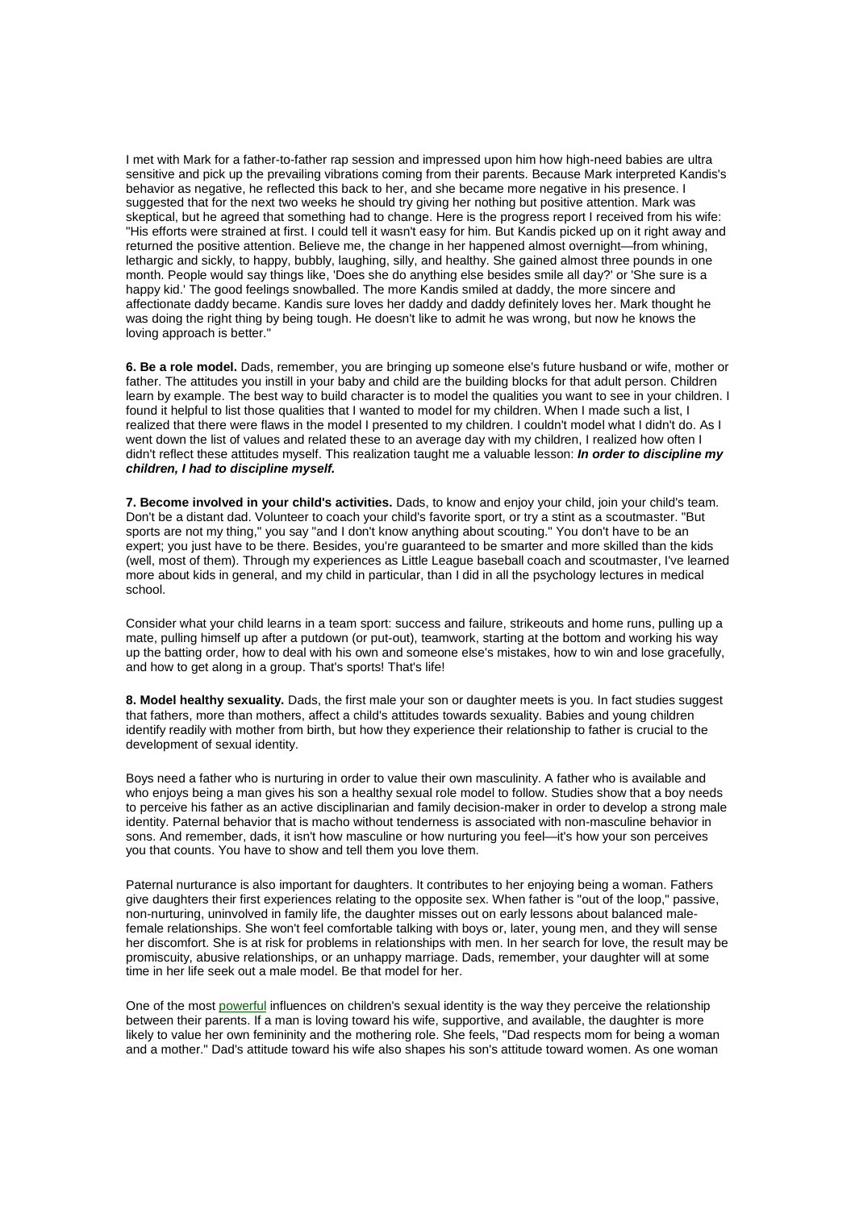I met with Mark for a father-to-father rap session and impressed upon him how high-need babies are ultra sensitive and pick up the prevailing vibrations coming from their parents. Because Mark interpreted Kandis's behavior as negative, he reflected this back to her, and she became more negative in his presence. I suggested that for the next two weeks he should try giving her nothing but positive attention. Mark was skeptical, but he agreed that something had to change. Here is the progress report I received from his wife: "His efforts were strained at first. I could tell it wasn't easy for him. But Kandis picked up on it right away and returned the positive attention. Believe me, the change in her happened almost overnight—from whining, lethargic and sickly, to happy, bubbly, laughing, silly, and healthy. She gained almost three pounds in one month. People would say things like, 'Does she do anything else besides smile all day?' or 'She sure is a happy kid.' The good feelings snowballed. The more Kandis smiled at daddy, the more sincere and affectionate daddy became. Kandis sure loves her daddy and daddy definitely loves her. Mark thought he was doing the right thing by being tough. He doesn't like to admit he was wrong, but now he knows the loving approach is better."

**6. Be a role model.** Dads, remember, you are bringing up someone else's future husband or wife, mother or father. The attitudes you instill in your baby and child are the building blocks for that adult person. Children learn by example. The best way to build character is to model the qualities you want to see in your children. I found it helpful to list those qualities that I wanted to model for my children. When I made such a list, I realized that there were flaws in the model I presented to my children. I couldn't model what I didn't do. As I went down the list of values and related these to an average day with my children, I realized how often I didn't reflect these attitudes myself. This realization taught me a valuable lesson: ***In order to discipline my children, I had to discipline myself.***

**7. Become involved in your child's activities.** Dads, to know and enjoy your child, join your child's team. Don't be a distant dad. Volunteer to coach your child's favorite sport, or try a stint as a scoutmaster. "But sports are not my thing," you say "and I don't know anything about scouting." You don't have to be an expert; you just have to be there. Besides, you're guaranteed to be smarter and more skilled than the kids (well, most of them). Through my experiences as Little League baseball coach and scoutmaster, I've learned more about kids in general, and my child in particular, than I did in all the psychology lectures in medical school.

Consider what your child learns in a team sport: success and failure, strikeouts and home runs, pulling up a mate, pulling himself up after a putdown (or put-out), teamwork, starting at the bottom and working his way up the batting order, how to deal with his own and someone else's mistakes, how to win and lose gracefully, and how to get along in a group. That's sports! That's life!

**8. Model healthy sexuality.** Dads, the first male your son or daughter meets is you. In fact studies suggest that fathers, more than mothers, affect a child's attitudes towards sexuality. Babies and young children identify readily with mother from birth, but how they experience their relationship to father is crucial to the development of sexual identity.

Boys need a father who is nurturing in order to value their own masculinity. A father who is available and who enjoys being a man gives his son a healthy sexual role model to follow. Studies show that a boy needs to perceive his father as an active disciplinarian and family decision-maker in order to develop a strong male identity. Paternal behavior that is macho without tenderness is associated with non-masculine behavior in sons. And remember, dads, it isn't how masculine or how nurturing you feel—it's how your son perceives you that counts. You have to show and tell them you love them.

Paternal nurturance is also important for daughters. It contributes to her enjoying being a woman. Fathers give daughters their first experiences relating to the opposite sex. When father is "out of the loop," passive, non-nurturing, uninvolved in family life, the daughter misses out on early lessons about balanced male-female relationships. She won't feel comfortable talking with boys or, later, young men, and they will sense her discomfort. She is at risk for problems in relationships with men. In her search for love, the result may be promiscuity, abusive relationships, or an unhappy marriage. Dads, remember, your daughter will at some time in her life seek out a male model. Be that model for her.

One of the most powerful influences on children's sexual identity is the way they perceive the relationship between their parents. If a man is loving toward his wife, supportive, and available, the daughter is more likely to value her own femininity and the mothering role. She feels, "Dad respects mom for being a woman and a mother." Dad's attitude toward his wife also shapes his son's attitude toward women. As one woman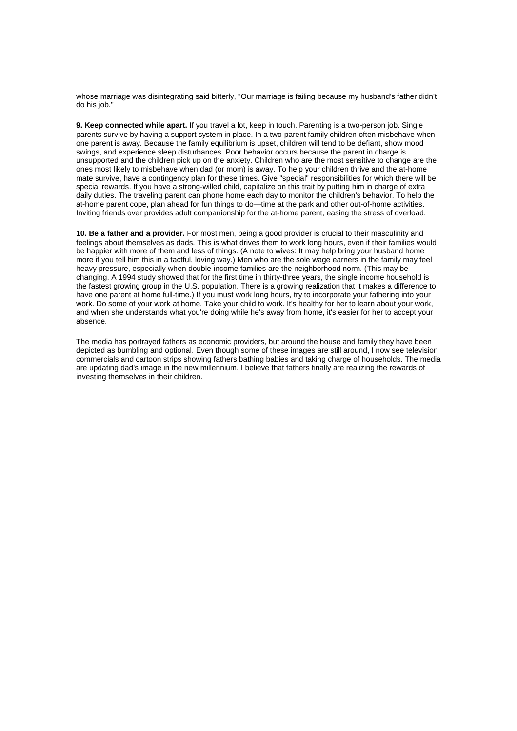whose marriage was disintegrating said bitterly, "Our marriage is failing because my husband's father didn't do his job."

**9. Keep connected while apart.** If you travel a lot, keep in touch. Parenting is a two-person job. Single parents survive by having a support system in place. In a two-parent family children often misbehave when one parent is away. Because the family equilibrium is upset, children will tend to be defiant, show mood swings, and experience sleep disturbances. Poor behavior occurs because the parent in charge is unsupported and the children pick up on the anxiety. Children who are the most sensitive to change are the ones most likely to misbehave when dad (or mom) is away. To help your children thrive and the at-home mate survive, have a contingency plan for these times. Give "special" responsibilities for which there will be special rewards. If you have a strong-willed child, capitalize on this trait by putting him in charge of extra daily duties. The traveling parent can phone home each day to monitor the children's behavior. To help the at-home parent cope, plan ahead for fun things to do—time at the park and other out-of-home activities. Inviting friends over provides adult companionship for the at-home parent, easing the stress of overload.

**10. Be a father and a provider.** For most men, being a good provider is crucial to their masculinity and feelings about themselves as dads. This is what drives them to work long hours, even if their families would be happier with more of them and less of things. (A note to wives: It may help bring your husband home more if you tell him this in a tactful, loving way.) Men who are the sole wage earners in the family may feel heavy pressure, especially when double-income families are the neighborhood norm. (This may be changing. A 1994 study showed that for the first time in thirty-three years, the single income household is the fastest growing group in the U.S. population. There is a growing realization that it makes a difference to have one parent at home full-time.) If you must work long hours, try to incorporate your fathering into your work. Do some of your work at home. Take your child to work. It's healthy for her to learn about your work, and when she understands what you're doing while he's away from home, it's easier for her to accept your absence.

The media has portrayed fathers as economic providers, but around the house and family they have been depicted as bumbling and optional. Even though some of these images are still around, I now see television commercials and cartoon strips showing fathers bathing babies and taking charge of households. The media are updating dad's image in the new millennium. I believe that fathers finally are realizing the rewards of investing themselves in their children.